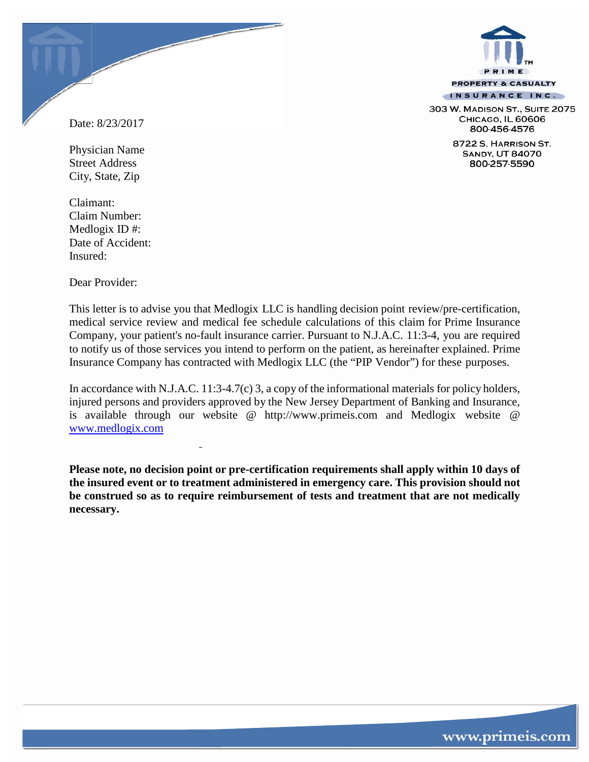PRIME PROPERTY & CASUALTY INSURANCE INC.

303 W. Madison St., Suite 2075
Chicago, IL 60606
800-456-4576

8722 S. Harrison St.
Sandy, UT 84070
800-257-5590

Date: 8/23/2017

Physician Name
Street Address
City, State, Zip

Claimant:
Claim Number:
Medlogix ID #:
Date of Accident:
Insured:

Dear Provider:

This letter is to advise you that Medlogix LLC is handling decision point review/pre-certification, medical service review and medical fee schedule calculations of this claim for Prime Insurance Company, your patient's no-fault insurance carrier. Pursuant to N.J.A.C. 11:3-4, you are required to notify us of those services you intend to perform on the patient, as hereinafter explained. Prime Insurance Company has contracted with Medlogix LLC (the "PIP Vendor") for these purposes.

In accordance with N.J.A.C. 11:3-4.7(c) 3, a copy of the informational materials for policy holders, injured persons and providers approved by the New Jersey Department of Banking and Insurance, is available through our website @ http://www.primeis.com and Medlogix website @ www.medlogix.com

**Please note, no decision point or pre-certification requirements shall apply within 10 days of the insured event or to treatment administered in emergency care. This provision should not be construed so as to require reimbursement of tests and treatment that are not medically necessary.**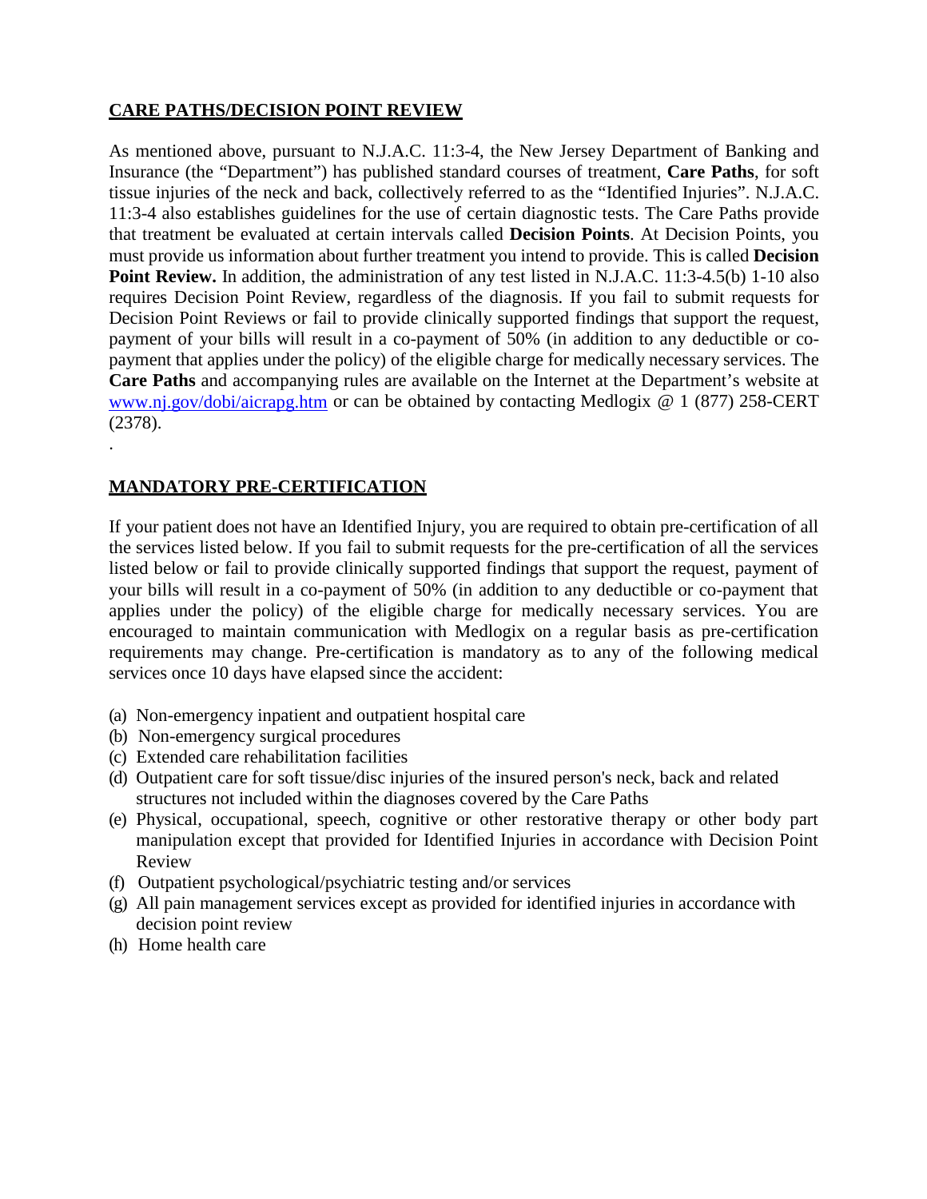## CARE PATHS/DECISION POINT REVIEW

As mentioned above, pursuant to N.J.A.C. 11:3-4, the New Jersey Department of Banking and Insurance (the "Department") has published standard courses of treatment, **Care Paths**, for soft tissue injuries of the neck and back, collectively referred to as the "Identified Injuries". N.J.A.C. 11:3-4 also establishes guidelines for the use of certain diagnostic tests. The Care Paths provide that treatment be evaluated at certain intervals called **Decision Points**. At Decision Points, you must provide us information about further treatment you intend to provide. This is called **Decision Point Review.** In addition, the administration of any test listed in N.J.A.C. 11:3-4.5(b) 1-10 also requires Decision Point Review, regardless of the diagnosis. If you fail to submit requests for Decision Point Reviews or fail to provide clinically supported findings that support the request, payment of your bills will result in a co-payment of 50% (in addition to any deductible or co-payment that applies under the policy) of the eligible charge for medically necessary services. The **Care Paths** and accompanying rules are available on the Internet at the Department's website at [www.nj.gov/dobi/aicrapg.htm](www.nj.gov/dobi/aicrapg.htm) or can be obtained by contacting Medlogix @ 1 (877) 258-CERT (2378).

.

## MANDATORY PRE-CERTIFICATION

If your patient does not have an Identified Injury, you are required to obtain pre-certification of all the services listed below. If you fail to submit requests for the pre-certification of all the services listed below or fail to provide clinically supported findings that support the request, payment of your bills will result in a co-payment of 50% (in addition to any deductible or co-payment that applies under the policy) of the eligible charge for medically necessary services. You are encouraged to maintain communication with Medlogix on a regular basis as pre-certification requirements may change. Pre-certification is mandatory as to any of the following medical services once 10 days have elapsed since the accident:

(a) Non-emergency inpatient and outpatient hospital care
(b) Non-emergency surgical procedures
(c) Extended care rehabilitation facilities
(d) Outpatient care for soft tissue/disc injuries of the insured person's neck, back and related structures not included within the diagnoses covered by the Care Paths
(e) Physical, occupational, speech, cognitive or other restorative therapy or other body part manipulation except that provided for Identified Injuries in accordance with Decision Point Review
(f) Outpatient psychological/psychiatric testing and/or services
(g) All pain management services except as provided for identified injuries in accordance with decision point review
(h) Home health care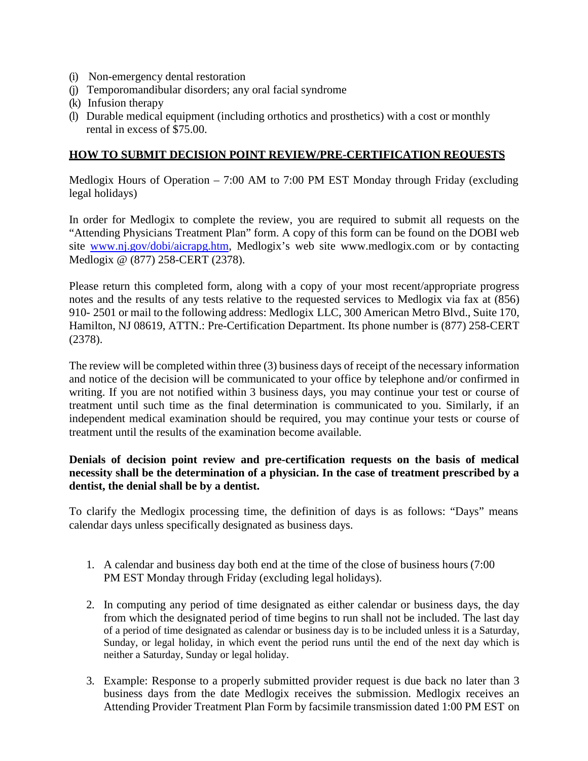(i) Non-emergency dental restoration
(j) Temporomandibular disorders; any oral facial syndrome
(k) Infusion therapy
(l) Durable medical equipment (including orthotics and prosthetics) with a cost or monthly rental in excess of $75.00.

## HOW TO SUBMIT DECISION POINT REVIEW/PRE-CERTIFICATION REQUESTS

Medlogix Hours of Operation – 7:00 AM to 7:00 PM EST Monday through Friday (excluding legal holidays)

In order for Medlogix to complete the review, you are required to submit all requests on the "Attending Physicians Treatment Plan" form. A copy of this form can be found on the DOBI web site [www.nj.gov/dobi/aicrapg.htm](http://www.nj.gov/dobi/aicrapg.htm), Medlogix's web site www.medlogix.com or by contacting Medlogix @ (877) 258-CERT (2378).

Please return this completed form, along with a copy of your most recent/appropriate progress notes and the results of any tests relative to the requested services to Medlogix via fax at (856) 910- 2501 or mail to the following address: Medlogix LLC, 300 American Metro Blvd., Suite 170, Hamilton, NJ 08619, ATTN.: Pre-Certification Department. Its phone number is (877) 258-CERT (2378).

The review will be completed within three (3) business days of receipt of the necessary information and notice of the decision will be communicated to your office by telephone and/or confirmed in writing. If you are not notified within 3 business days, you may continue your test or course of treatment until such time as the final determination is communicated to you. Similarly, if an independent medical examination should be required, you may continue your tests or course of treatment until the results of the examination become available.

**Denials of decision point review and pre-certification requests on the basis of medical necessity shall be the determination of a physician. In the case of treatment prescribed by a dentist, the denial shall be by a dentist.**

To clarify the Medlogix processing time, the definition of days is as follows: "Days" means calendar days unless specifically designated as business days.

1. A calendar and business day both end at the time of the close of business hours (7:00 PM EST Monday through Friday (excluding legal holidays).

2. In computing any period of time designated as either calendar or business days, the day from which the designated period of time begins to run shall not be included. The last day of a period of time designated as calendar or business day is to be included unless it is a Saturday, Sunday, or legal holiday, in which event the period runs until the end of the next day which is neither a Saturday, Sunday or legal holiday.

3. Example: Response to a properly submitted provider request is due back no later than 3 business days from the date Medlogix receives the submission. Medlogix receives an Attending Provider Treatment Plan Form by facsimile transmission dated 1:00 PM EST on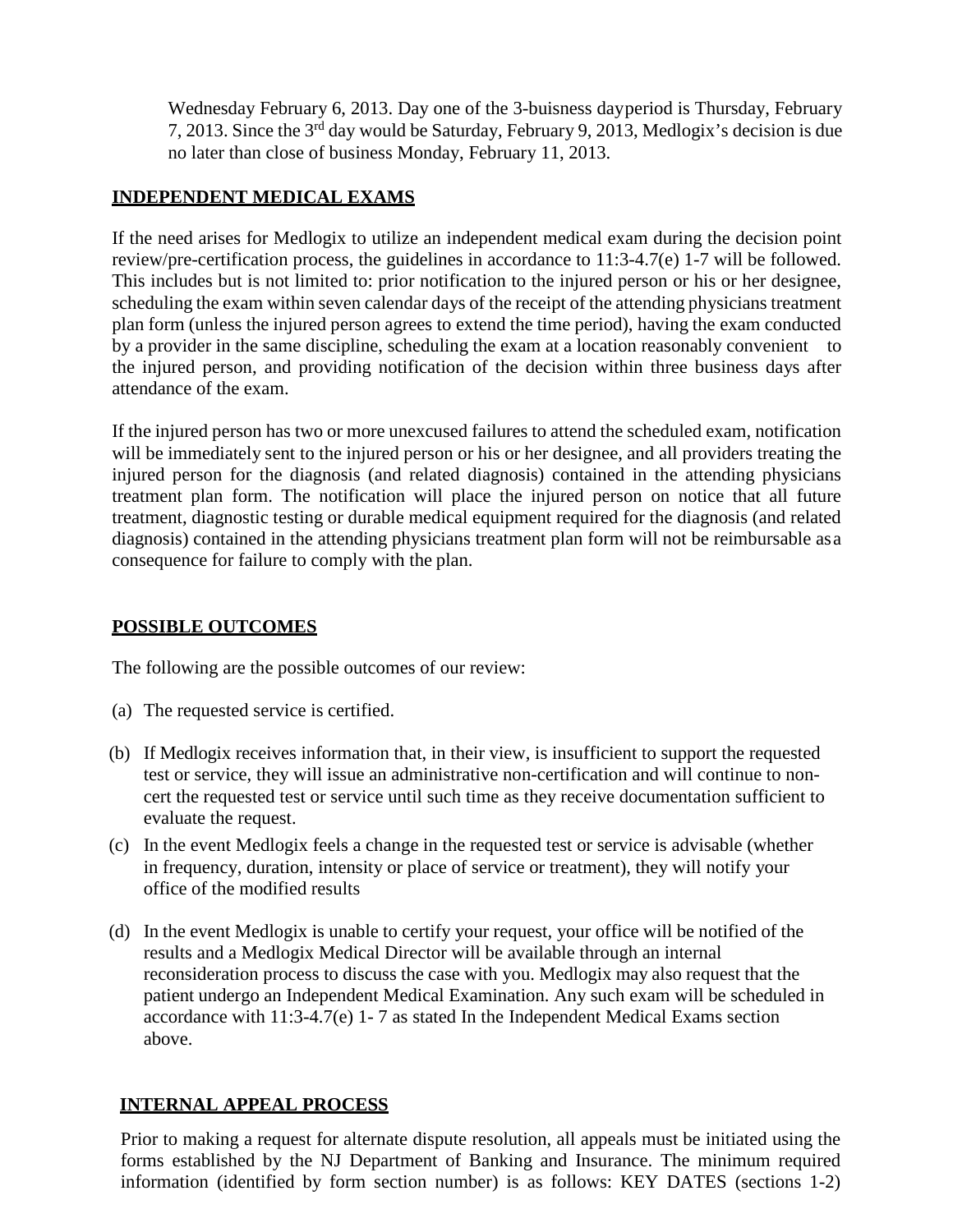Wednesday February 6, 2013. Day one of the 3-buisness dayperiod is Thursday, February 7, 2013. Since the 3rd day would be Saturday, February 9, 2013, Medlogix's decision is due no later than close of business Monday, February 11, 2013.

**INDEPENDENT MEDICAL EXAMS**

If the need arises for Medlogix to utilize an independent medical exam during the decision point review/pre-certification process, the guidelines in accordance to 11:3-4.7(e) 1-7 will be followed. This includes but is not limited to: prior notification to the injured person or his or her designee, scheduling the exam within seven calendar days of the receipt of the attending physicians treatment plan form (unless the injured person agrees to extend the time period), having the exam conducted by a provider in the same discipline, scheduling the exam at a location reasonably convenient to the injured person, and providing notification of the decision within three business days after attendance of the exam.

If the injured person has two or more unexcused failures to attend the scheduled exam, notification will be immediately sent to the injured person or his or her designee, and all providers treating the injured person for the diagnosis (and related diagnosis) contained in the attending physicians treatment plan form. The notification will place the injured person on notice that all future treatment, diagnostic testing or durable medical equipment required for the diagnosis (and related diagnosis) contained in the attending physicians treatment plan form will not be reimbursable asa consequence for failure to comply with the plan.

**POSSIBLE OUTCOMES**

The following are the possible outcomes of our review:

(a) The requested service is certified.

(b) If Medlogix receives information that, in their view, is insufficient to support the requested test or service, they will issue an administrative non-certification and will continue to non-cert the requested test or service until such time as they receive documentation sufficient to evaluate the request.

(c) In the event Medlogix feels a change in the requested test or service is advisable (whether in frequency, duration, intensity or place of service or treatment), they will notify your office of the modified results

(d) In the event Medlogix is unable to certify your request, your office will be notified of the results and a Medlogix Medical Director will be available through an internal reconsideration process to discuss the case with you. Medlogix may also request that the patient undergo an Independent Medical Examination. Any such exam will be scheduled in accordance with 11:3-4.7(e) 1- 7 as stated In the Independent Medical Exams section above.

**INTERNAL APPEAL PROCESS**

Prior to making a request for alternate dispute resolution, all appeals must be initiated using the forms established by the NJ Department of Banking and Insurance. The minimum required information (identified by form section number) is as follows: KEY DATES (sections 1-2)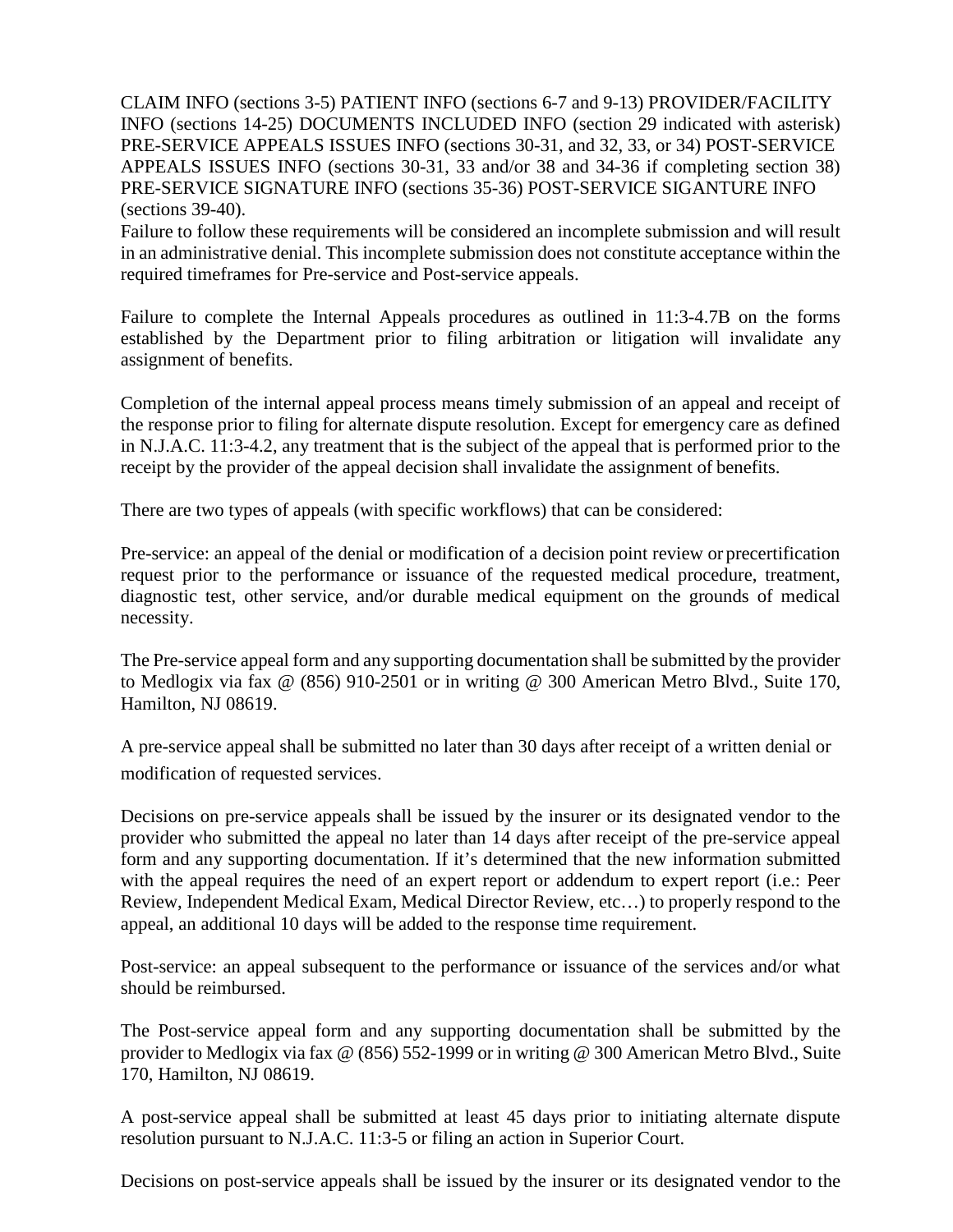CLAIM INFO (sections 3-5) PATIENT INFO (sections 6-7 and 9-13) PROVIDER/FACILITY INFO (sections 14-25) DOCUMENTS INCLUDED INFO (section 29 indicated with asterisk) PRE-SERVICE APPEALS ISSUES INFO (sections 30-31, and 32, 33, or 34) POST-SERVICE APPEALS ISSUES INFO (sections 30-31, 33 and/or 38 and 34-36 if completing section 38) PRE-SERVICE SIGNATURE INFO (sections 35-36) POST-SERVICE SIGANTURE INFO (sections 39-40).

Failure to follow these requirements will be considered an incomplete submission and will result in an administrative denial. This incomplete submission does not constitute acceptance within the required timeframes for Pre-service and Post-service appeals.

Failure to complete the Internal Appeals procedures as outlined in 11:3-4.7B on the forms established by the Department prior to filing arbitration or litigation will invalidate any assignment of benefits.

Completion of the internal appeal process means timely submission of an appeal and receipt of the response prior to filing for alternate dispute resolution. Except for emergency care as defined in N.J.A.C. 11:3-4.2, any treatment that is the subject of the appeal that is performed prior to the receipt by the provider of the appeal decision shall invalidate the assignment of benefits.

There are two types of appeals (with specific workflows) that can be considered:

Pre-service: an appeal of the denial or modification of a decision point review or precertification request prior to the performance or issuance of the requested medical procedure, treatment, diagnostic test, other service, and/or durable medical equipment on the grounds of medical necessity.

The Pre-service appeal form and any supporting documentation shall be submitted by the provider to Medlogix via fax @ (856) 910-2501 or in writing @ 300 American Metro Blvd., Suite 170, Hamilton, NJ 08619.

A pre-service appeal shall be submitted no later than 30 days after receipt of a written denial or modification of requested services.

Decisions on pre-service appeals shall be issued by the insurer or its designated vendor to the provider who submitted the appeal no later than 14 days after receipt of the pre-service appeal form and any supporting documentation. If it's determined that the new information submitted with the appeal requires the need of an expert report or addendum to expert report (i.e.: Peer Review, Independent Medical Exam, Medical Director Review, etc…) to properly respond to the appeal, an additional 10 days will be added to the response time requirement.

Post-service: an appeal subsequent to the performance or issuance of the services and/or what should be reimbursed.

The Post-service appeal form and any supporting documentation shall be submitted by the provider to Medlogix via fax @ (856) 552-1999 or in writing @ 300 American Metro Blvd., Suite 170, Hamilton, NJ 08619.

A post-service appeal shall be submitted at least 45 days prior to initiating alternate dispute resolution pursuant to N.J.A.C. 11:3-5 or filing an action in Superior Court.

Decisions on post-service appeals shall be issued by the insurer or its designated vendor to the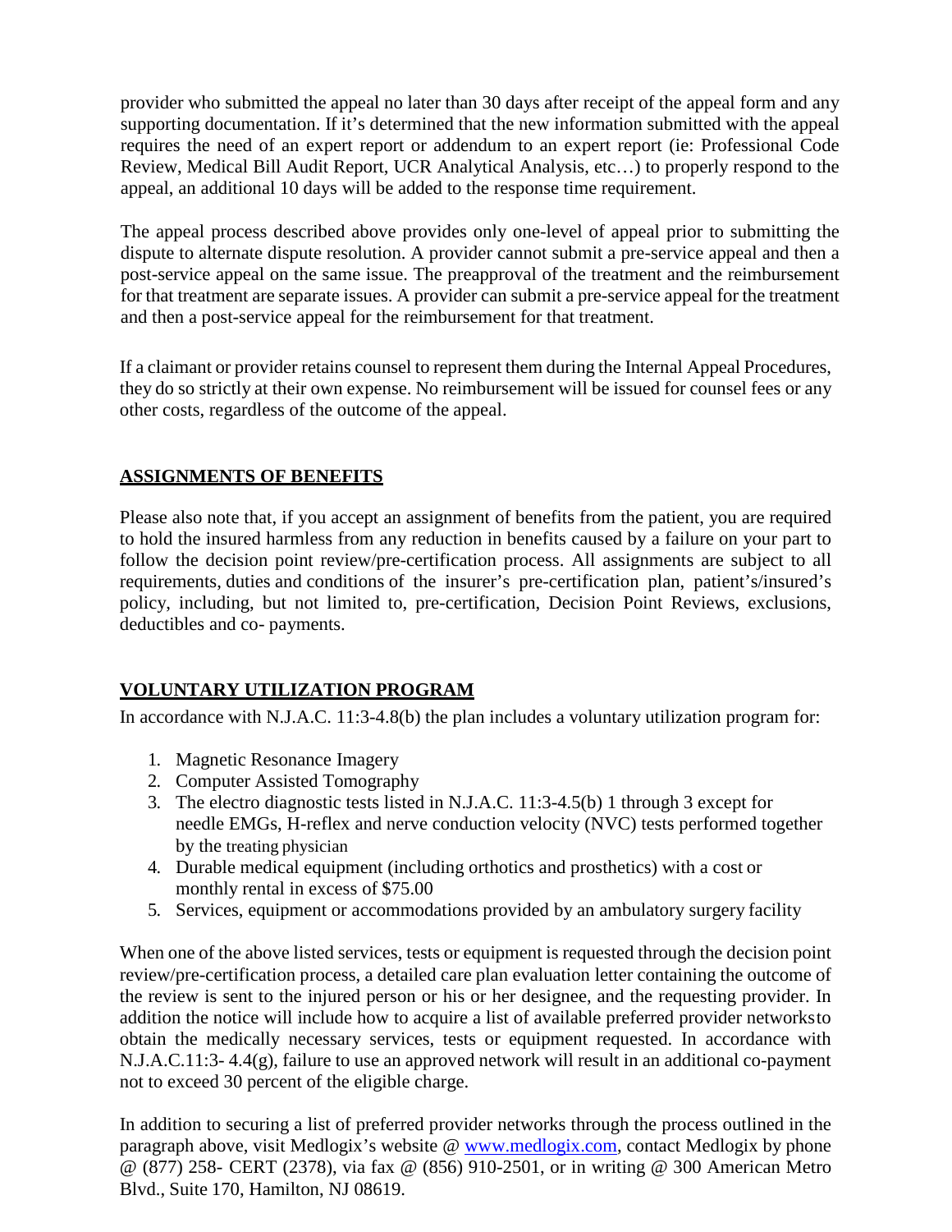provider who submitted the appeal no later than 30 days after receipt of the appeal form and any supporting documentation. If it's determined that the new information submitted with the appeal requires the need of an expert report or addendum to an expert report (ie: Professional Code Review, Medical Bill Audit Report, UCR Analytical Analysis, etc…) to properly respond to the appeal, an additional 10 days will be added to the response time requirement.

The appeal process described above provides only one-level of appeal prior to submitting the dispute to alternate dispute resolution. A provider cannot submit a pre-service appeal and then a post-service appeal on the same issue. The preapproval of the treatment and the reimbursement for that treatment are separate issues. A provider can submit a pre-service appeal for the treatment and then a post-service appeal for the reimbursement for that treatment.

If a claimant or provider retains counsel to represent them during the Internal Appeal Procedures, they do so strictly at their own expense. No reimbursement will be issued for counsel fees or any other costs, regardless of the outcome of the appeal.

## ASSIGNMENTS OF BENEFITS

Please also note that, if you accept an assignment of benefits from the patient, you are required to hold the insured harmless from any reduction in benefits caused by a failure on your part to follow the decision point review/pre-certification process. All assignments are subject to all requirements, duties and conditions of the insurer's pre-certification plan, patient's/insured's policy, including, but not limited to, pre-certification, Decision Point Reviews, exclusions, deductibles and co- payments.

## VOLUNTARY UTILIZATION PROGRAM

In accordance with N.J.A.C. 11:3-4.8(b) the plan includes a voluntary utilization program for:

1. Magnetic Resonance Imagery
2. Computer Assisted Tomography
3. The electro diagnostic tests listed in N.J.A.C. 11:3-4.5(b) 1 through 3 except for needle EMGs, H-reflex and nerve conduction velocity (NVC) tests performed together by the treating physician
4. Durable medical equipment (including orthotics and prosthetics) with a cost or monthly rental in excess of $75.00
5. Services, equipment or accommodations provided by an ambulatory surgery facility

When one of the above listed services, tests or equipment is requested through the decision point review/pre-certification process, a detailed care plan evaluation letter containing the outcome of the review is sent to the injured person or his or her designee, and the requesting provider. In addition the notice will include how to acquire a list of available preferred provider networksto obtain the medically necessary services, tests or equipment requested. In accordance with N.J.A.C.11:3- 4.4(g), failure to use an approved network will result in an additional co-payment not to exceed 30 percent of the eligible charge.

In addition to securing a list of preferred provider networks through the process outlined in the paragraph above, visit Medlogix's website @ [www.medlogix.com](http://www.medlogix.com), contact Medlogix by phone @ (877) 258- CERT (2378), via fax @ (856) 910-2501, or in writing @ 300 American Metro Blvd., Suite 170, Hamilton, NJ 08619.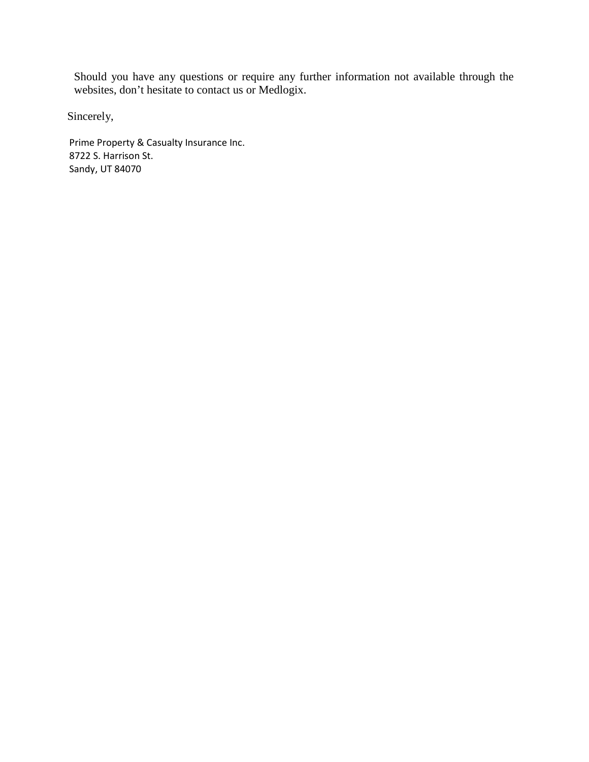Should you have any questions or require any further information not available through the websites, don’t hesitate to contact us or Medlogix.

Sincerely,

Prime Property & Casualty Insurance Inc.
8722 S. Harrison St.
Sandy, UT 84070